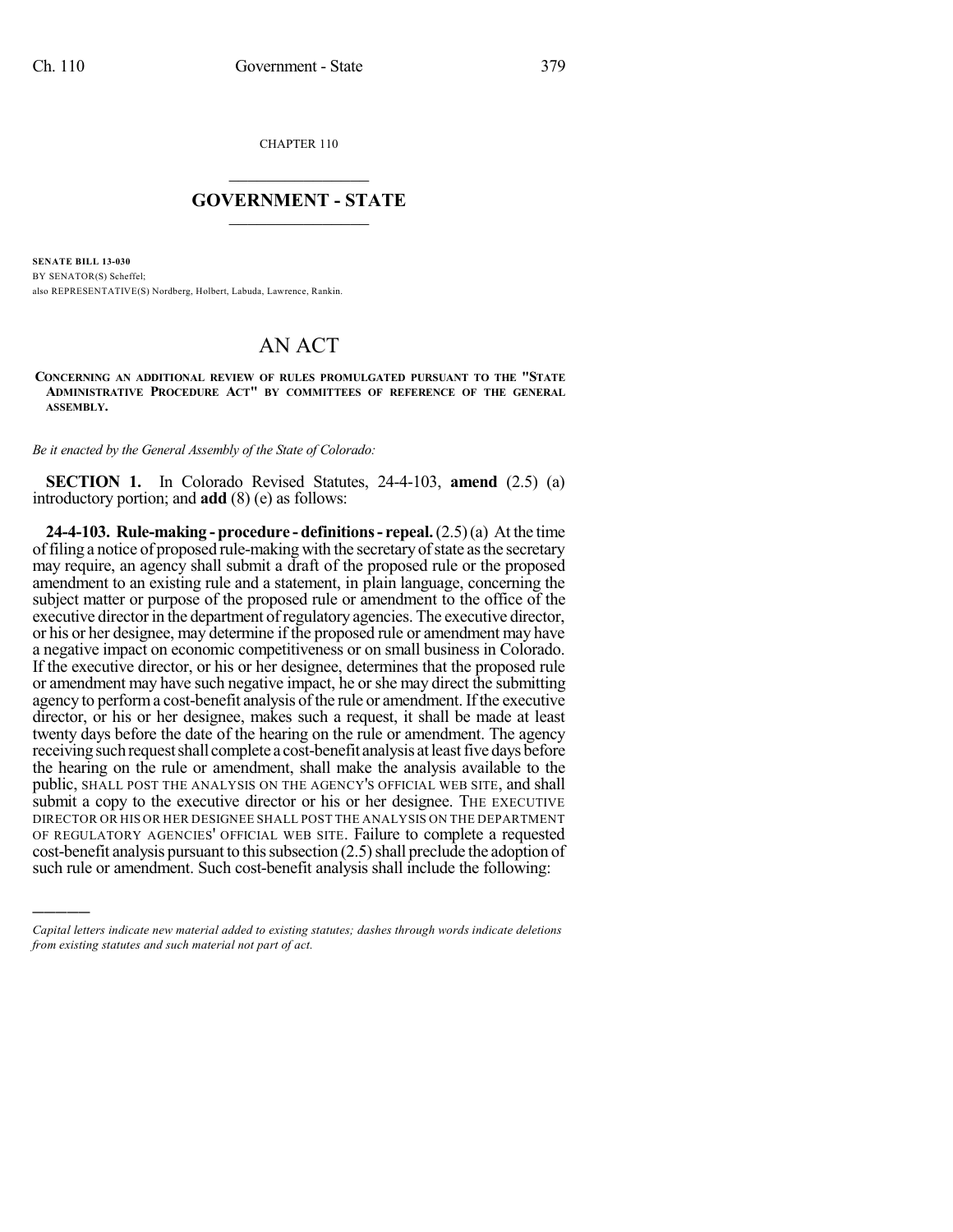CHAPTER 110

# GOVERNMENT - STATE

**SENATE BILL 13-030**

BY SENATOR(S) Scheffel;

also REPRESENTATIVE(S) Nordberg, Holbert, Labuda, Lawrence, Rankin.

# AN ACT

**CONCERNING AN ADDITIONAL REVIEW OF RULES PROMULGATED PURSUANT TO THE "STATE ADMINISTRATIVE PROCEDURE ACT" BY COMMITTEES OF REFERENCE OF THE GENERAL ASSEMBLY.**

*Be it enacted by the General Assembly of the State of Colorado:*

**SECTION 1.** In Colorado Revised Statutes, 24-4-103, **amend** (2.5) (a) introductory portion; and **add** (8) (e) as follows:

**24-4-103. Rule-making - procedure - definitions - repeal.** (2.5) (a) At the time of filing a notice of proposed rule-making with the secretary of state as the secretary may require, an agency shall submit a draft of the proposed rule or the proposed amendment to an existing rule and a statement, in plain language, concerning the subject matter or purpose of the proposed rule or amendment to the office of the executive director in the department of regulatory agencies. The executive director, or his or her designee, may determine if the proposed rule or amendment may have a negative impact on economic competitiveness or on small business in Colorado. If the executive director, or his or her designee, determines that the proposed rule or amendment may have such negative impact, he or she may direct the submitting agency to perform a cost-benefit analysis of the rule or amendment. If the executive director, or his or her designee, makes such a request, it shall be made at least twenty days before the date of the hearing on the rule or amendment. The agency receiving such request shall complete a cost-benefit analysis at least five days before the hearing on the rule or amendment, shall make the analysis available to the public, SHALL POST THE ANALYSIS ON THE AGENCY'S OFFICIAL WEB SITE, and shall submit a copy to the executive director or his or her designee. THE EXECUTIVE DIRECTOR OR HIS OR HER DESIGNEE SHALL POST THE ANALYSIS ON THE DEPARTMENT OF REGULATORY AGENCIES' OFFICIAL WEB SITE. Failure to complete a requested cost-benefit analysis pursuant to this subsection (2.5) shall preclude the adoption of such rule or amendment. Such cost-benefit analysis shall include the following:

---

*Capital letters indicate new material added to existing statutes; dashes through words indicate deletions from existing statutes and such material not part of act.*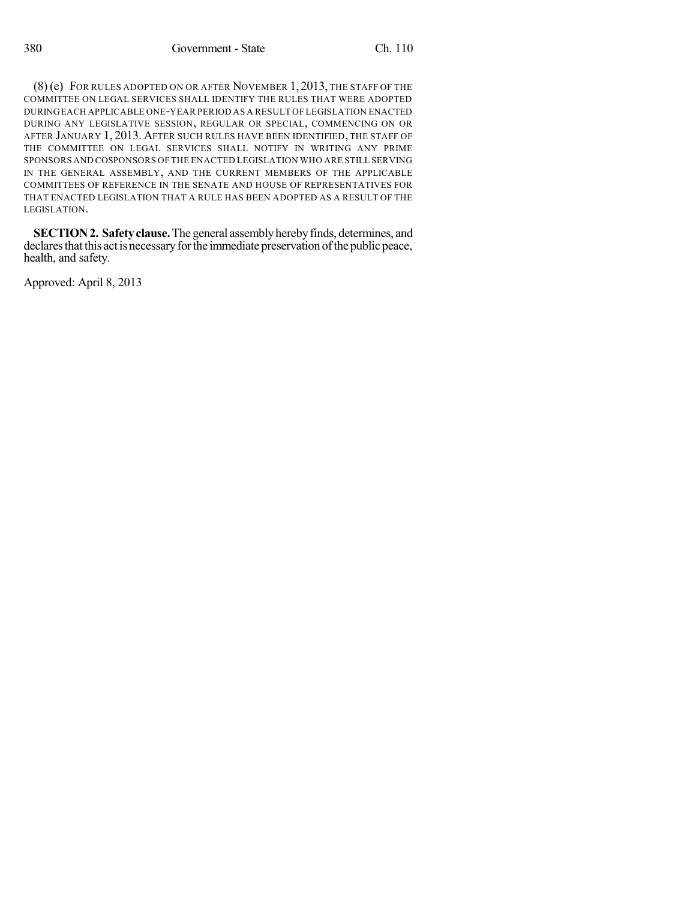(8) (e) FOR RULES ADOPTED ON OR AFTER NOVEMBER 1, 2013, THE STAFF OF THE COMMITTEE ON LEGAL SERVICES SHALL IDENTIFY THE RULES THAT WERE ADOPTED DURING EACH APPLICABLE ONE-YEAR PERIOD AS A RESULT OF LEGISLATION ENACTED DURING ANY LEGISLATIVE SESSION, REGULAR OR SPECIAL, COMMENCING ON OR AFTER JANUARY 1, 2013. AFTER SUCH RULES HAVE BEEN IDENTIFIED, THE STAFF OF THE COMMITTEE ON LEGAL SERVICES SHALL NOTIFY IN WRITING ANY PRIME SPONSORS AND COSPONSORS OF THE ENACTED LEGISLATION WHO ARE STILL SERVING IN THE GENERAL ASSEMBLY, AND THE CURRENT MEMBERS OF THE APPLICABLE COMMITTEES OF REFERENCE IN THE SENATE AND HOUSE OF REPRESENTATIVES FOR THAT ENACTED LEGISLATION THAT A RULE HAS BEEN ADOPTED AS A RESULT OF THE LEGISLATION.

**SECTION 2. Safety clause.** The general assembly hereby finds, determines, and declares that this act is necessary for the immediate preservation of the public peace, health, and safety.

Approved: April 8, 2013